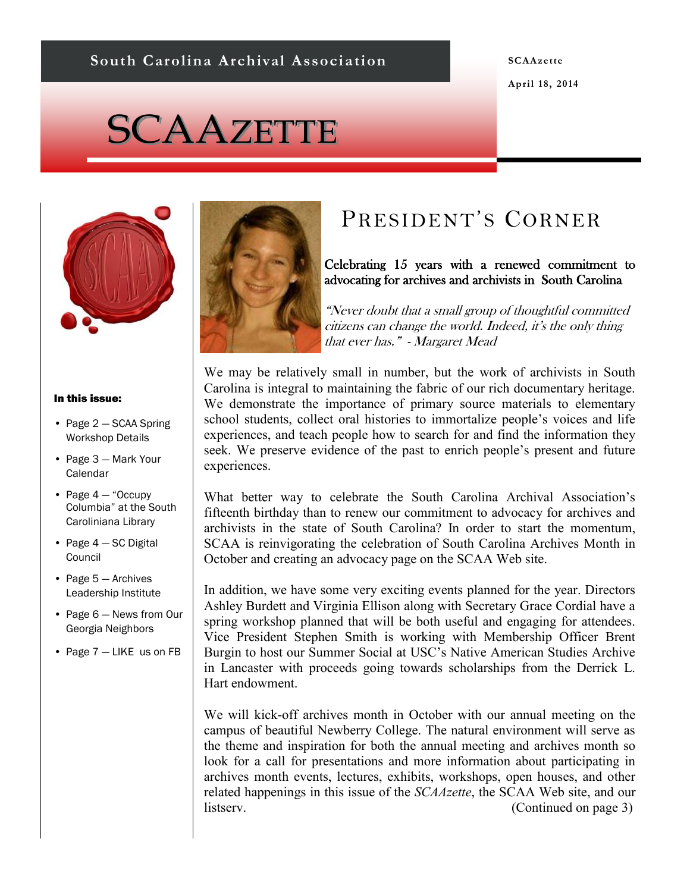South Carolina Archival Association

SCAAzette

April 18, 2014

# SCAAZETTE

**In this issue:**

- Page 2 — SCAA Spring Workshop Details
- Page 3 — Mark Your Calendar
- Page 4 — "Occupy Columbia" at the South Caroliniana Library
- Page 4 — SC Digital Council
- Page 5 — Archives Leadership Institute
- Page 6 — News from Our Georgia Neighbors
- Page 7 — LIKE us on FB

## PRESIDENT'S CORNER

### Celebrating 15 years with a renewed commitment to advocating for archives and archivists in South Carolina

*"Never doubt that a small group of thoughtful committed citizens can change the world. Indeed, it's the only thing that ever has." - Margaret Mead*

We may be relatively small in number, but the work of archivists in South Carolina is integral to maintaining the fabric of our rich documentary heritage. We demonstrate the importance of primary source materials to elementary school students, collect oral histories to immortalize people's voices and life experiences, and teach people how to search for and find the information they seek. We preserve evidence of the past to enrich people's present and future experiences.

What better way to celebrate the South Carolina Archival Association's fifteenth birthday than to renew our commitment to advocacy for archives and archivists in the state of South Carolina? In order to start the momentum, SCAA is reinvigorating the celebration of South Carolina Archives Month in October and creating an advocacy page on the SCAA Web site.

In addition, we have some very exciting events planned for the year. Directors Ashley Burdett and Virginia Ellison along with Secretary Grace Cordial have a spring workshop planned that will be both useful and engaging for attendees. Vice President Stephen Smith is working with Membership Officer Brent Burgin to host our Summer Social at USC's Native American Studies Archive in Lancaster with proceeds going towards scholarships from the Derrick L. Hart endowment.

We will kick-off archives month in October with our annual meeting on the campus of beautiful Newberry College. The natural environment will serve as the theme and inspiration for both the annual meeting and archives month so look for a call for presentations and more information about participating in archives month events, lectures, exhibits, workshops, open houses, and other related happenings in this issue of the *SCAAzette*, the SCAA Web site, and our listserv. (Continued on page 3)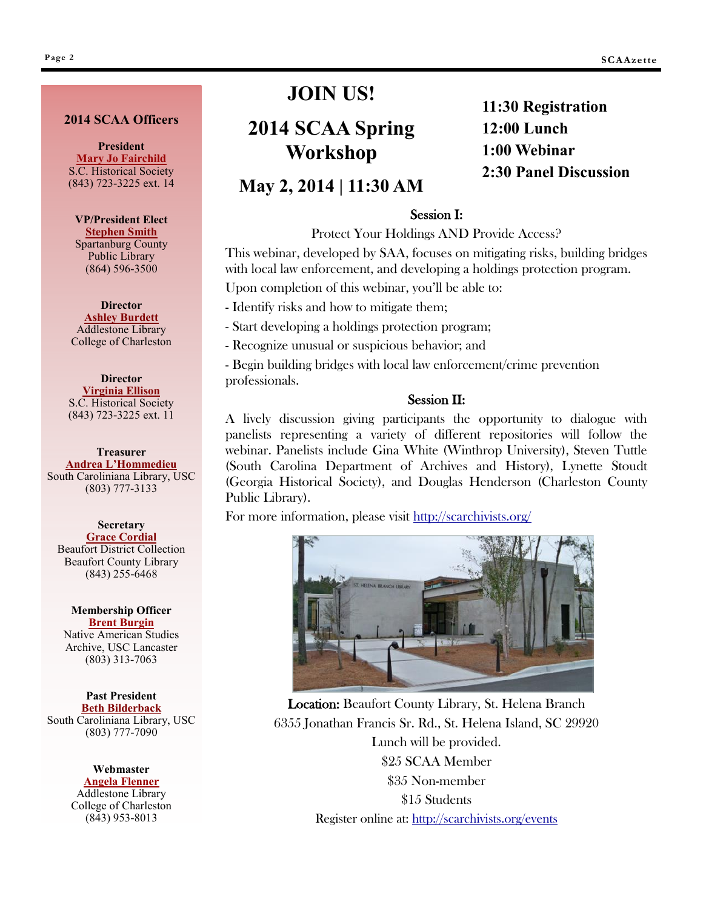## 2014 SCAA Officers

**President**
Mary Jo Fairchild
S.C. Historical Society
(843) 723-3225 ext. 14

**VP/President Elect**
Stephen Smith
Spartanburg County Public Library
(864) 596-3500

**Director**
Ashley Burdett
Addlestone Library
College of Charleston

**Director**
Virginia Ellison
S.C. Historical Society
(843) 723-3225 ext. 11

**Treasurer**
Andrea L'Hommedieu
South Caroliniana Library, USC
(803) 777-3133

**Secretary**
Grace Cordial
Beaufort District Collection
Beaufort County Library
(843) 255-6468

**Membership Officer**
Brent Burgin
Native American Studies Archive, USC Lancaster
(803) 313-7063

**Past President**
Beth Bilderback
South Caroliniana Library, USC
(803) 777-7090

**Webmaster**
Angela Flenner
Addlestone Library
College of Charleston
(843) 953-8013

# JOIN US!

## 2014 SCAA Spring Workshop

## May 2, 2014 | 11:30 AM

**11:30 Registration**
**12:00 Lunch**
**1:00 Webinar**
**2:30 Panel Discussion**

### Session I:

Protect Your Holdings AND Provide Access?

This webinar, developed by SAA, focuses on mitigating risks, building bridges with local law enforcement, and developing a holdings protection program.

Upon completion of this webinar, you'll be able to:

- Identify risks and how to mitigate them;
- Start developing a holdings protection program;
- Recognize unusual or suspicious behavior; and
- Begin building bridges with local law enforcement/crime prevention professionals.

### Session II:

A lively discussion giving participants the opportunity to dialogue with panelists representing a variety of different repositories will follow the webinar. Panelists include Gina White (Winthrop University), Steven Tuttle (South Carolina Department of Archives and History), Lynette Stoudt (Georgia Historical Society), and Douglas Henderson (Charleston County Public Library).

For more information, please visit http://scarchivists.org/

**Location:** Beaufort County Library, St. Helena Branch
6355 Jonathan Francis Sr. Rd., St. Helena Island, SC 29920
Lunch will be provided.
$25 SCAA Member
$35 Non-member
$15 Students
Register online at: http://scarchivists.org/events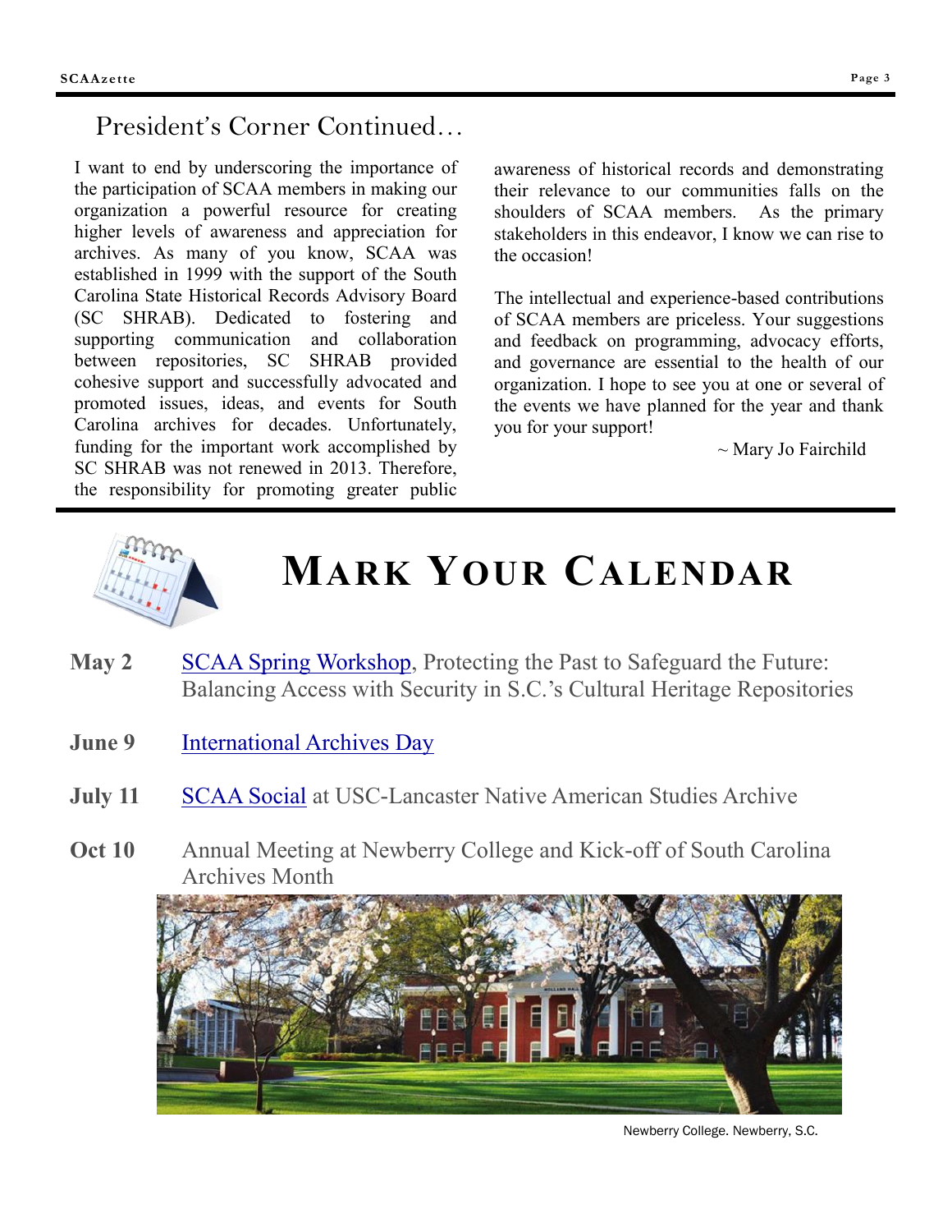## President's Corner Continued…

I want to end by underscoring the importance of the participation of SCAA members in making our organization a powerful resource for creating higher levels of awareness and appreciation for archives. As many of you know, SCAA was established in 1999 with the support of the South Carolina State Historical Records Advisory Board (SC SHRAB). Dedicated to fostering and supporting communication and collaboration between repositories, SC SHRAB provided cohesive support and successfully advocated and promoted issues, ideas, and events for South Carolina archives for decades. Unfortunately, funding for the important work accomplished by SC SHRAB was not renewed in 2013. Therefore, the responsibility for promoting greater public awareness of historical records and demonstrating their relevance to our communities falls on the shoulders of SCAA members. As the primary stakeholders in this endeavor, I know we can rise to the occasion!

The intellectual and experience-based contributions of SCAA members are priceless. Your suggestions and feedback on programming, advocacy efforts, and governance are essential to the health of our organization. I hope to see you at one or several of the events we have planned for the year and thank you for your support!

~ Mary Jo Fairchild

# Mark Your Calendar

**May 2** SCAA Spring Workshop, Protecting the Past to Safeguard the Future: Balancing Access with Security in S.C.'s Cultural Heritage Repositories

**June 9** International Archives Day

**July 11** SCAA Social at USC-Lancaster Native American Studies Archive

**Oct 10** Annual Meeting at Newberry College and Kick-off of South Carolina Archives Month

Newberry College. Newberry, S.C.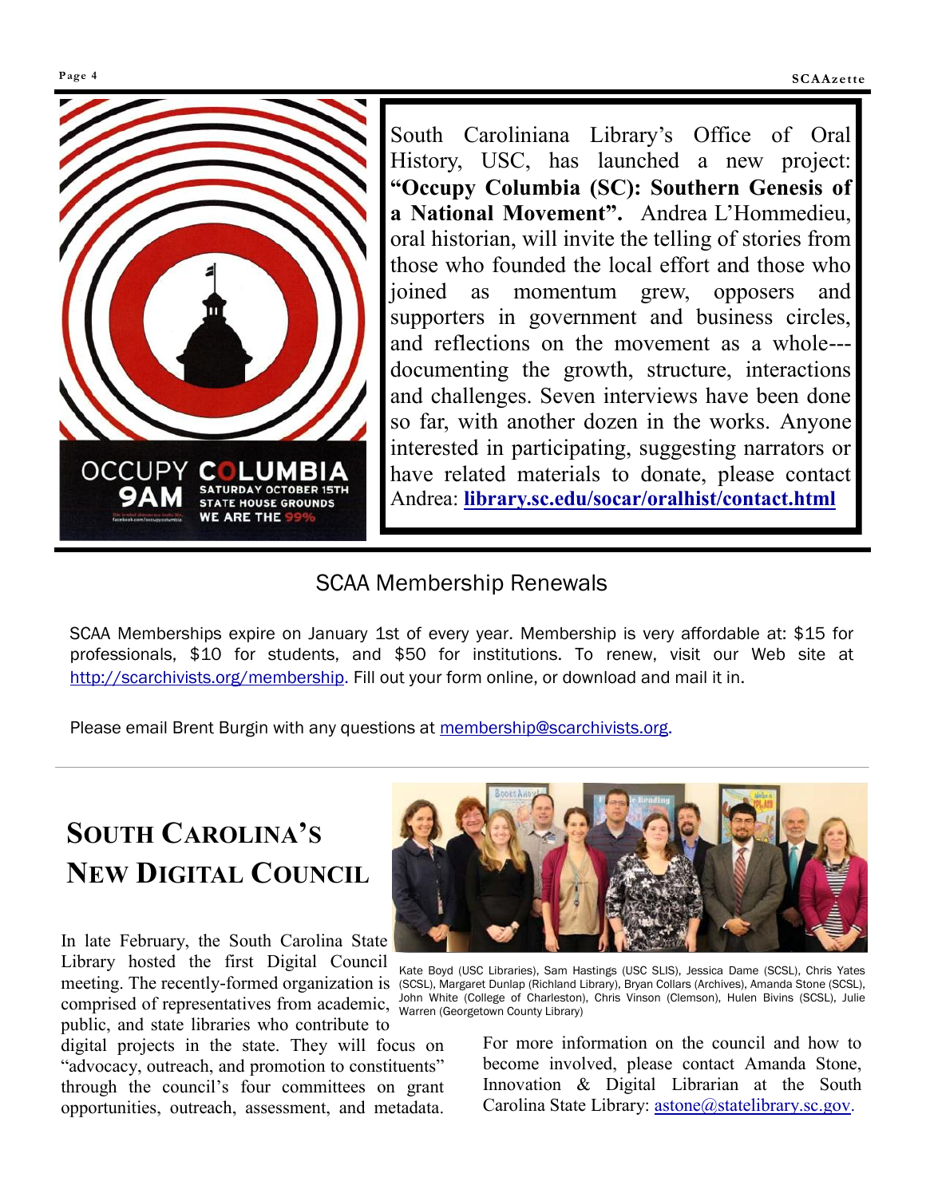South Caroliniana Library's Office of Oral History, USC, has launched a new project: **"Occupy Columbia (SC): Southern Genesis of a National Movement".** Andrea L'Hommedieu, oral historian, will invite the telling of stories from those who founded the local effort and those who joined as momentum grew, opposers and supporters in government and business circles, and reflections on the movement as a whole---documenting the growth, structure, interactions and challenges. Seven interviews have been done so far, with another dozen in the works. Anyone interested in participating, suggesting narrators or have related materials to donate, please contact Andrea: **library.sc.edu/socar/oralhist/contact.html**

## SCAA Membership Renewals

SCAA Memberships expire on January 1st of every year. Membership is very affordable at: $15 for professionals, $10 for students, and $50 for institutions. To renew, visit our Web site at http://scarchivists.org/membership. Fill out your form online, or download and mail it in.

Please email Brent Burgin with any questions at membership@scarchivists.org.

## South Carolina's New Digital Council

In late February, the South Carolina State Library hosted the first Digital Council meeting. The recently-formed organization is comprised of representatives from academic, public, and state libraries who contribute to digital projects in the state. They will focus on "advocacy, outreach, and promotion to constituents" through the council's four committees on grant opportunities, outreach, assessment, and metadata.

Kate Boyd (USC Libraries), Sam Hastings (USC SLIS), Jessica Dame (SCSL), Chris Yates (SCSL), Margaret Dunlap (Richland Library), Bryan Collars (Archives), Amanda Stone (SCSL), John White (College of Charleston), Chris Vinson (Clemson), Hulen Bivins (SCSL), Julie Warren (Georgetown County Library)

For more information on the council and how to become involved, please contact Amanda Stone, Innovation & Digital Librarian at the South Carolina State Library: astone@statelibrary.sc.gov.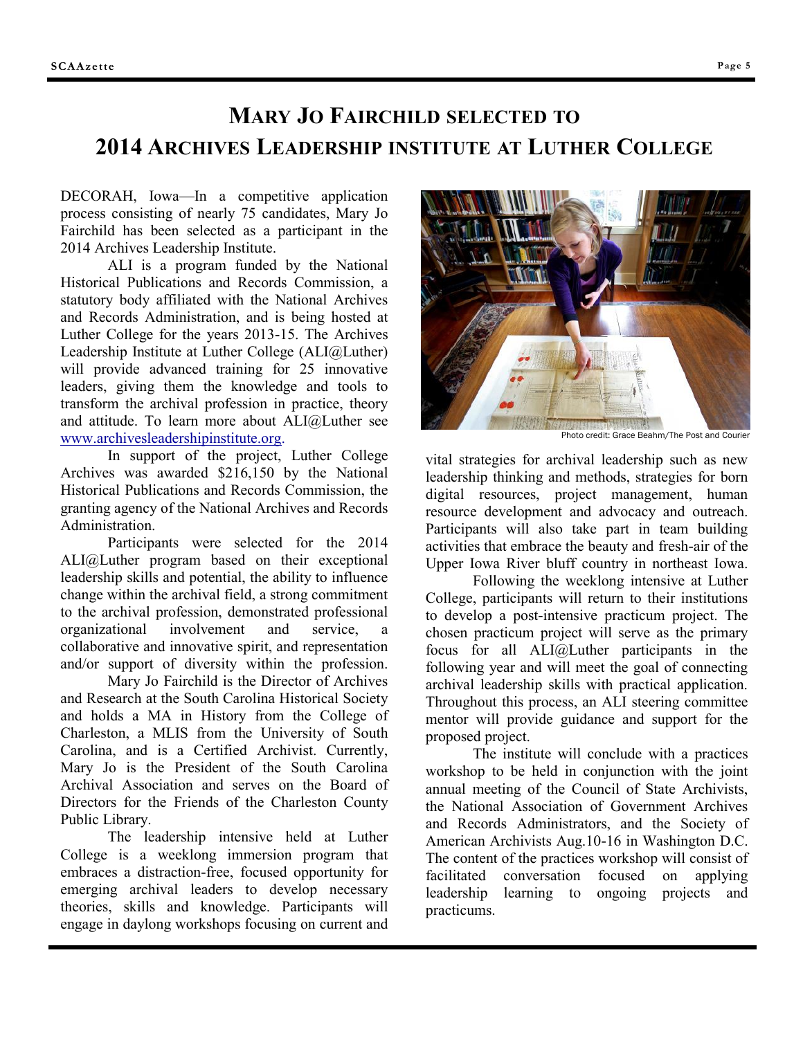# Mary Jo Fairchild selected to 2014 Archives Leadership institute at Luther College

DECORAH, Iowa—In a competitive application process consisting of nearly 75 candidates, Mary Jo Fairchild has been selected as a participant in the 2014 Archives Leadership Institute.

ALI is a program funded by the National Historical Publications and Records Commission, a statutory body affiliated with the National Archives and Records Administration, and is being hosted at Luther College for the years 2013-15. The Archives Leadership Institute at Luther College (ALI@Luther) will provide advanced training for 25 innovative leaders, giving them the knowledge and tools to transform the archival profession in practice, theory and attitude. To learn more about ALI@Luther see www.archivesleadershipinstitute.org.

In support of the project, Luther College Archives was awarded $216,150 by the National Historical Publications and Records Commission, the granting agency of the National Archives and Records Administration.

Participants were selected for the 2014 ALI@Luther program based on their exceptional leadership skills and potential, the ability to influence change within the archival field, a strong commitment to the archival profession, demonstrated professional organizational involvement and service, a collaborative and innovative spirit, and representation and/or support of diversity within the profession.

Mary Jo Fairchild is the Director of Archives and Research at the South Carolina Historical Society and holds a MA in History from the College of Charleston, a MLIS from the University of South Carolina, and is a Certified Archivist. Currently, Mary Jo is the President of the South Carolina Archival Association and serves on the Board of Directors for the Friends of the Charleston County Public Library.

The leadership intensive held at Luther College is a weeklong immersion program that embraces a distraction-free, focused opportunity for emerging archival leaders to develop necessary theories, skills and knowledge. Participants will engage in daylong workshops focusing on current and vital strategies for archival leadership such as new leadership thinking and methods, strategies for born digital resources, project management, human resource development and advocacy and outreach. Participants will also take part in team building activities that embrace the beauty and fresh-air of the Upper Iowa River bluff country in northeast Iowa.

Photo credit: Grace Beahm/The Post and Courier

Following the weeklong intensive at Luther College, participants will return to their institutions to develop a post-intensive practicum project. The chosen practicum project will serve as the primary focus for all ALI@Luther participants in the following year and will meet the goal of connecting archival leadership skills with practical application. Throughout this process, an ALI steering committee mentor will provide guidance and support for the proposed project.

The institute will conclude with a practices workshop to be held in conjunction with the joint annual meeting of the Council of State Archivists, the National Association of Government Archives and Records Administrators, and the Society of American Archivists Aug.10-16 in Washington D.C. The content of the practices workshop will consist of facilitated conversation focused on applying leadership learning to ongoing projects and practicums.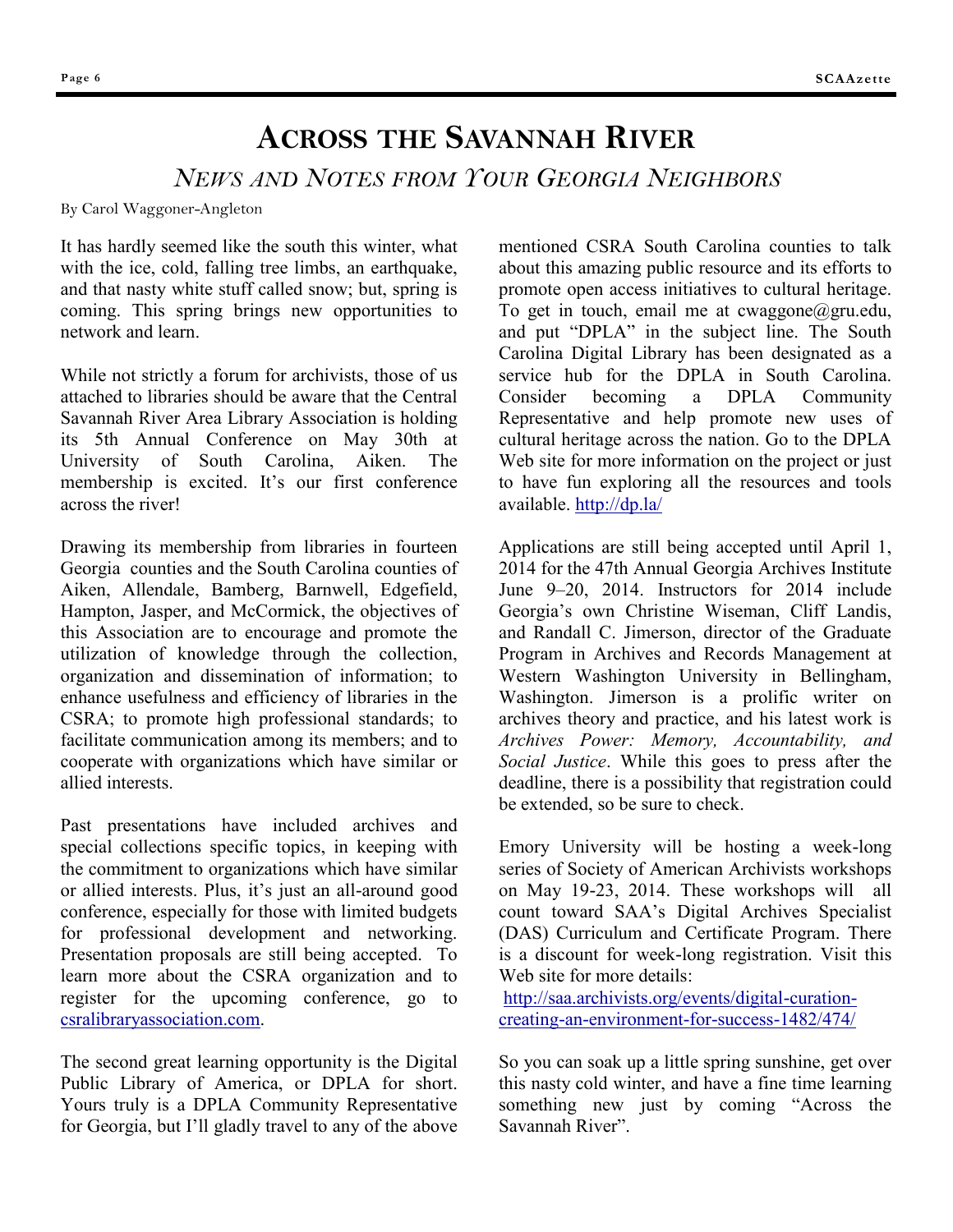# Across the Savannah River

## *News and Notes from Your Georgia Neighbors*

By Carol Waggoner-Angleton

It has hardly seemed like the south this winter, what with the ice, cold, falling tree limbs, an earthquake, and that nasty white stuff called snow; but, spring is coming. This spring brings new opportunities to network and learn.

While not strictly a forum for archivists, those of us attached to libraries should be aware that the Central Savannah River Area Library Association is holding its 5th Annual Conference on May 30th at University of South Carolina, Aiken. The membership is excited. It's our first conference across the river!

Drawing its membership from libraries in fourteen Georgia counties and the South Carolina counties of Aiken, Allendale, Bamberg, Barnwell, Edgefield, Hampton, Jasper, and McCormick, the objectives of this Association are to encourage and promote the utilization of knowledge through the collection, organization and dissemination of information; to enhance usefulness and efficiency of libraries in the CSRA; to promote high professional standards; to facilitate communication among its members; and to cooperate with organizations which have similar or allied interests.

Past presentations have included archives and special collections specific topics, in keeping with the commitment to organizations which have similar or allied interests. Plus, it's just an all-around good conference, especially for those with limited budgets for professional development and networking. Presentation proposals are still being accepted. To learn more about the CSRA organization and to register for the upcoming conference, go to csralibraryassociation.com.

The second great learning opportunity is the Digital Public Library of America, or DPLA for short. Yours truly is a DPLA Community Representative for Georgia, but I'll gladly travel to any of the above mentioned CSRA South Carolina counties to talk about this amazing public resource and its efforts to promote open access initiatives to cultural heritage. To get in touch, email me at cwaggone@gru.edu, and put "DPLA" in the subject line. The South Carolina Digital Library has been designated as a service hub for the DPLA in South Carolina. Consider becoming a DPLA Community Representative and help promote new uses of cultural heritage across the nation. Go to the DPLA Web site for more information on the project or just to have fun exploring all the resources and tools available. http://dp.la/

Applications are still being accepted until April 1, 2014 for the 47th Annual Georgia Archives Institute June 9–20, 2014. Instructors for 2014 include Georgia's own Christine Wiseman, Cliff Landis, and Randall C. Jimerson, director of the Graduate Program in Archives and Records Management at Western Washington University in Bellingham, Washington. Jimerson is a prolific writer on archives theory and practice, and his latest work is *Archives Power: Memory, Accountability, and Social Justice*. While this goes to press after the deadline, there is a possibility that registration could be extended, so be sure to check.

Emory University will be hosting a week-long series of Society of American Archivists workshops on May 19-23, 2014. These workshops will all count toward SAA's Digital Archives Specialist (DAS) Curriculum and Certificate Program. There is a discount for week-long registration. Visit this Web site for more details:
http://saa.archivists.org/events/digital-curation-creating-an-environment-for-success-1482/474/

So you can soak up a little spring sunshine, get over this nasty cold winter, and have a fine time learning something new just by coming "Across the Savannah River".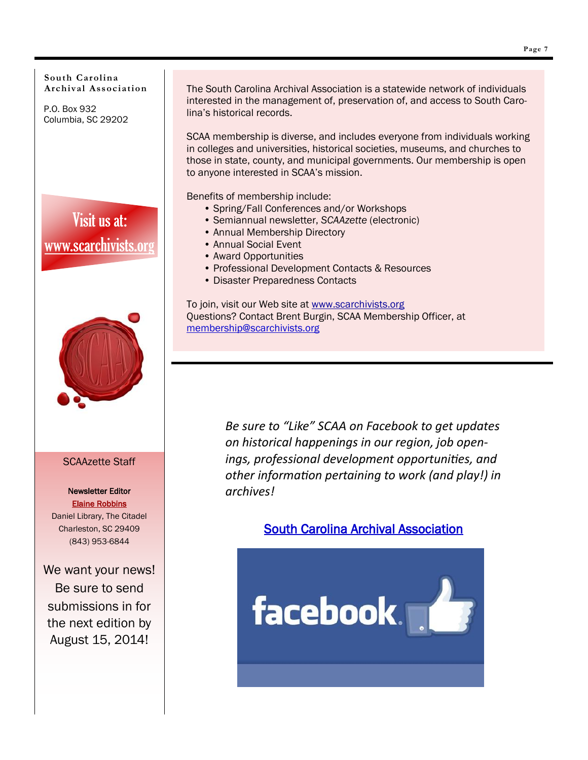**South Carolina Archival Association**

P.O. Box 932
Columbia, SC 29202

Visit us at:
www.scarchivists.org

The South Carolina Archival Association is a statewide network of individuals interested in the management of, preservation of, and access to South Carolina's historical records.

SCAA membership is diverse, and includes everyone from individuals working in colleges and universities, historical societies, museums, and churches to those in state, county, and municipal governments. Our membership is open to anyone interested in SCAA's mission.

Benefits of membership include:

- Spring/Fall Conferences and/or Workshops
- Semiannual newsletter, *SCAAzette* (electronic)
- Annual Membership Directory
- Annual Social Event
- Award Opportunities
- Professional Development Contacts & Resources
- Disaster Preparedness Contacts

To join, visit our Web site at www.scarchivists.org
Questions? Contact Brent Burgin, SCAA Membership Officer, at membership@scarchivists.org

SCAAzette Staff

**Newsletter Editor**
Elaine Robbins
Daniel Library, The Citadel
Charleston, SC 29409
(843) 953-6844

We want your news! Be sure to send submissions in for the next edition by August 15, 2014!

*Be sure to "Like" SCAA on Facebook to get updates on historical happenings in our region, job openings, professional development opportunities, and other information pertaining to work (and play!) in archives!*

South Carolina Archival Association